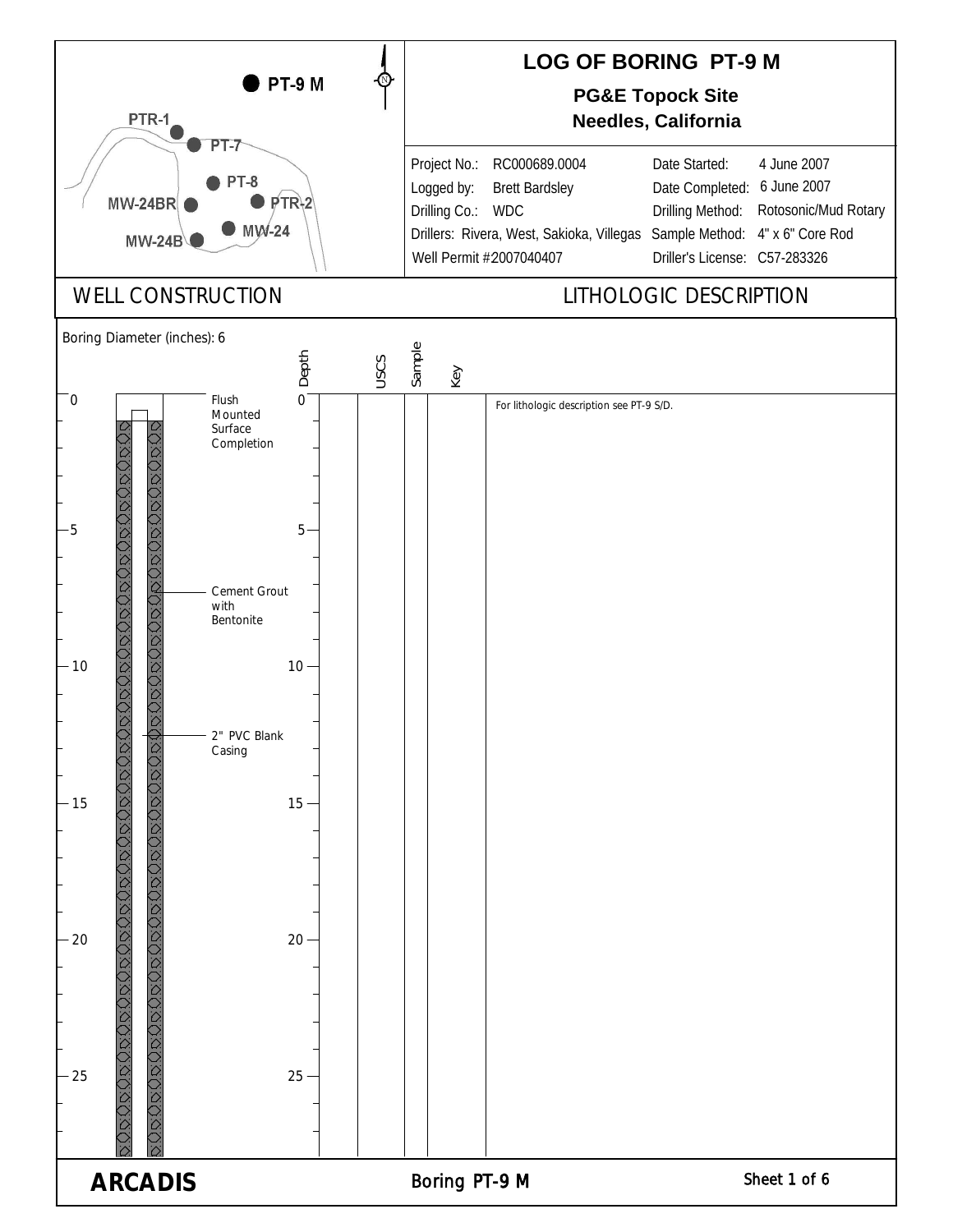# LOG OF BORING PT-9 M

**PG&E Topock Site**
**Needles, California**

PT-9 M, PTR-1, PT-7, PT-8, MW-24BR, PTR-2, MW-24, MW-24B

| | | | |
|---|---|---|---|
| Project No.: | RC000689.0004 | Date Started: | 4 June 2007 |
| Logged by: | Brett Bardsley | Date Completed: | 6 June 2007 |
| Drilling Co.: | WDC | Drilling Method: | Rotosonic/Mud Rotary |
| Drillers: | Rivera, West, Sakioka, Villegas | Sample Method: | 4" x 6" Core Rod |
| Well Permit # | 2007040407 | Driller's License: | C57-283326 |

## WELL CONSTRUCTION

Boring Diameter (inches): 6

- Flush Mounted Surface Completion
- Cement Grout with Bentonite
- 2" PVC Blank Casing

## LITHOLOGIC DESCRIPTION

| Depth | USCS | Sample | Key | Description |
|---|---|---|---|---|
| 0 | | | | For lithologic description see PT-9 S/D. |
| 5 | | | | |
| 10 | | | | |
| 15 | | | | |
| 20 | | | | |
| 25 | | | | |

ARCADIS

Boring PT-9 M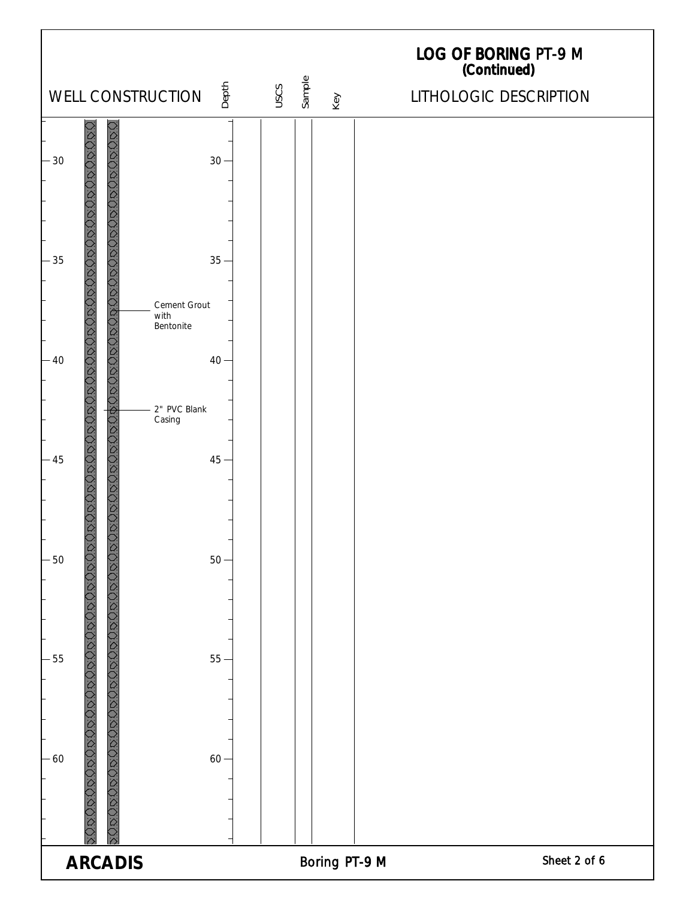# LOG OF BORING PT-9 M
## (Continued)

| WELL CONSTRUCTION | Depth | USCS | Sample | Key | LITHOLOGIC DESCRIPTION |
|---|---|---|---|---|---|
| 30 | 30 | | | | |
| 35 | 35 | | | | |
| Cement Grout with Bentonite | | | | | |
| 40 | 40 | | | | |
| 2" PVC Blank Casing | | | | | |
| 45 | 45 | | | | |
| 50 | 50 | | | | |
| 55 | 55 | | | | |
| 60 | 60 | | | | |

**ARCADIS**

Boring PT-9 M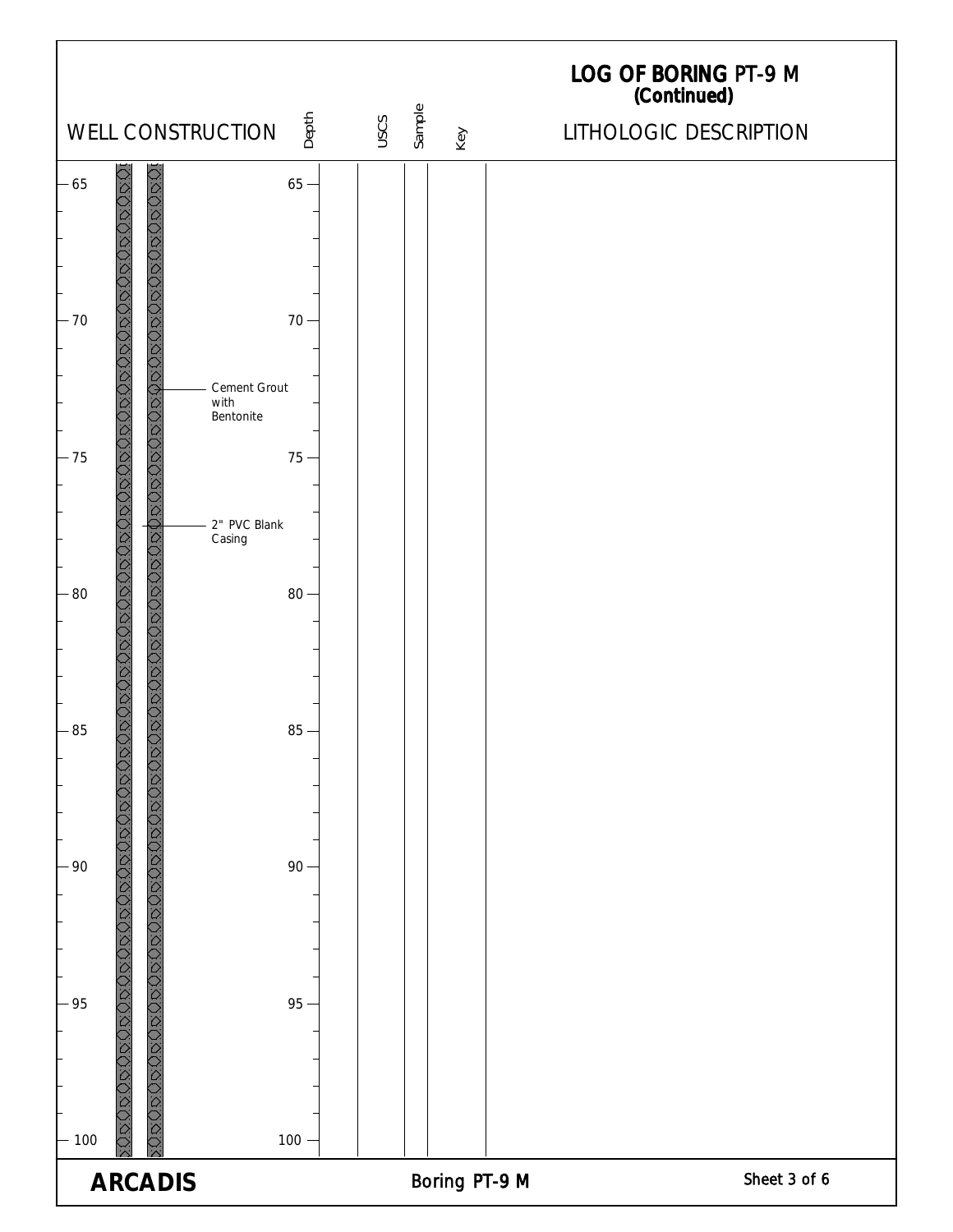# LOG OF BORING PT-9 M
**(Continued)**

| WELL CONSTRUCTION | Depth | USCS | Sample | Key | LITHOLOGIC DESCRIPTION |
|---|---|---|---|---|---|
| 65 | 65 | | | | |
| 70 | 70 | | | | |
| Cement Grout with Bentonite | | | | | |
| 75 | 75 | | | | |
| 2" PVC Blank Casing | | | | | |
| 80 | 80 | | | | |
| 85 | 85 | | | | |
| 90 | 90 | | | | |
| 95 | 95 | | | | |
| 100 | 100 | | | | |

**ARCADIS**

Boring PT-9 M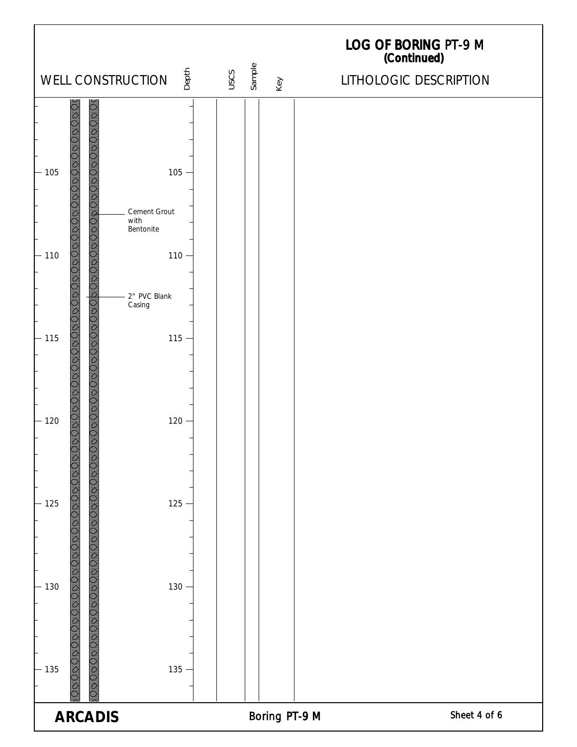# LOG OF BORING PT-9 M
**(Continued)**

| WELL CONSTRUCTION | Depth | USCS | Sample | Key | LITHOLOGIC DESCRIPTION |
|---|---|---|---|---|---|
| 105 | 105 | | | | |
| Cement Grout with Bentonite | | | | | |
| 110 | 110 | | | | |
| 2" PVC Blank Casing | | | | | |
| 115 | 115 | | | | |
| 120 | 120 | | | | |
| 125 | 125 | | | | |
| 130 | 130 | | | | |
| 135 | 135 | | | | |

**ARCADIS**

Boring PT-9 M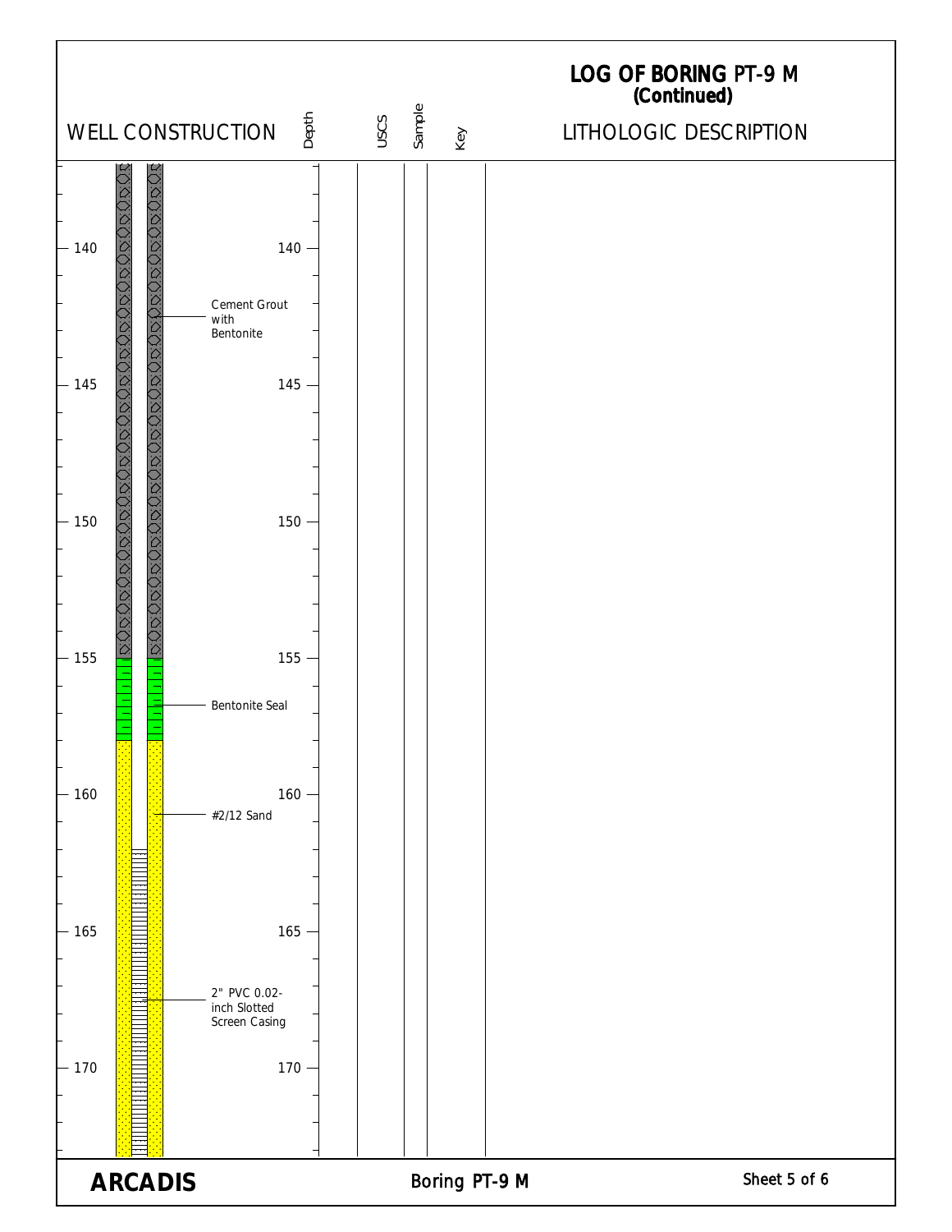# LOG OF BORING PT-9 M (Continued)

| WELL CONSTRUCTION | Depth | USCS | Sample | Key | LITHOLOGIC DESCRIPTION |
|---|---|---|---|---|---|
| Cement Grout with Bentonite | 140 | | | | |
| | 145 | | | | |
| | 150 | | | | |
| Bentonite Seal | 155 | | | | |
| #2/12 Sand | 160 | | | | |
| 2" PVC 0.02-inch Slotted Screen Casing | 165 | | | | |
| | 170 | | | | |

ARCADIS

Boring PT-9 M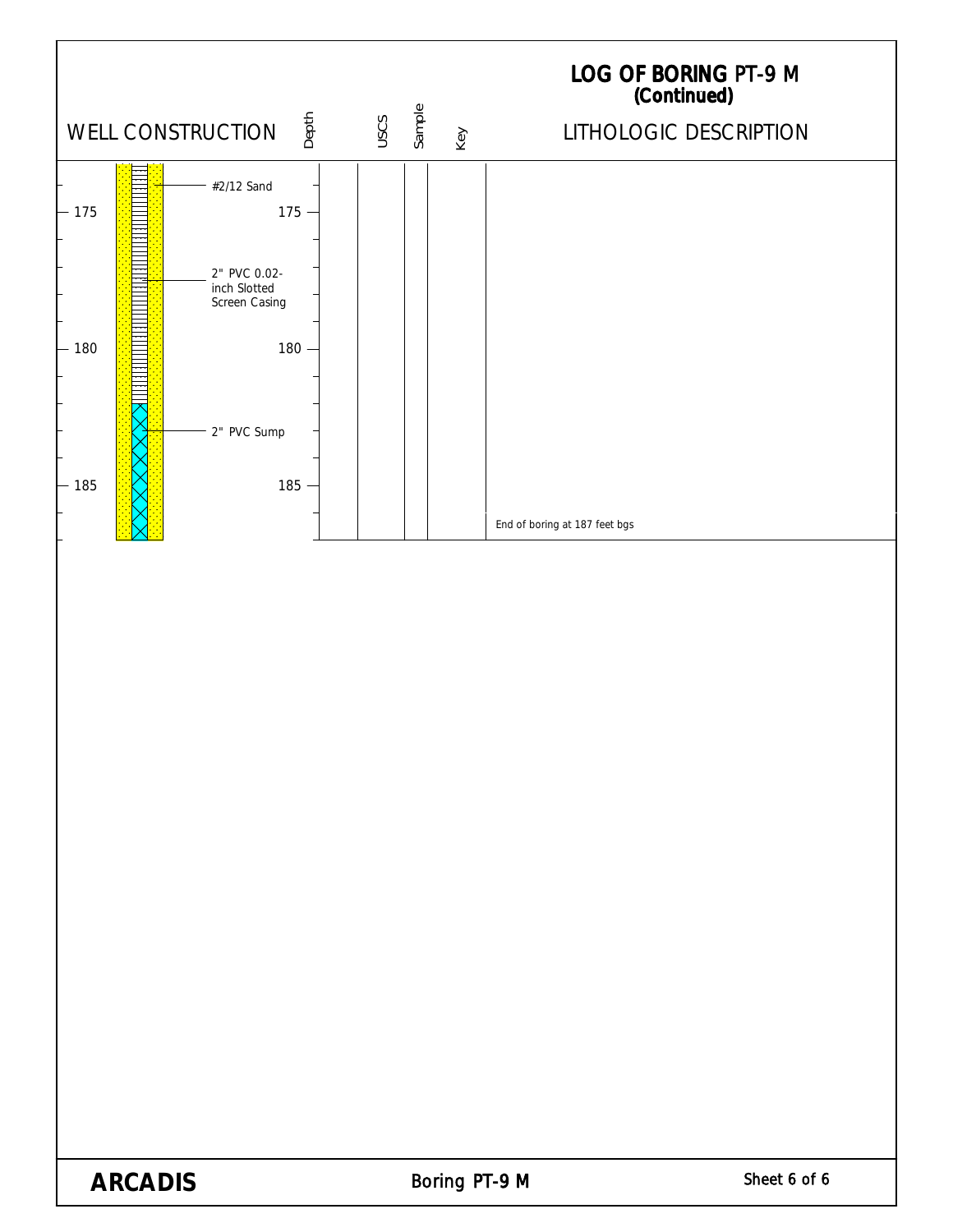# LOG OF BORING PT-9 M (Continued)

WELL CONSTRUCTION | Depth | USCS | Sample | Key | LITHOLOGIC DESCRIPTION

175
180
185

#2/12 Sand

2" PVC 0.02-inch Slotted Screen Casing

2" PVC Sump

End of boring at 187 feet bgs

ARCADIS

Boring PT-9 M